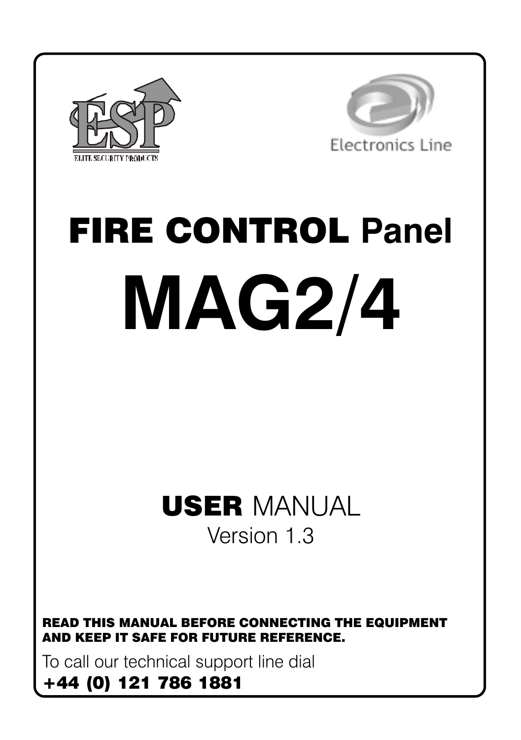ESP

ELITE SECURITY PRODUCTS

Electronics Line

# FIRE CONTROL Panel

# MAG2/4

## USER MANUAL

Version 1.3

**READ THIS MANUAL BEFORE CONNECTING THE EQUIPMENT AND KEEP IT SAFE FOR FUTURE REFERENCE.**

To call our technical support line dial

**+44 (0) 121 786 1881**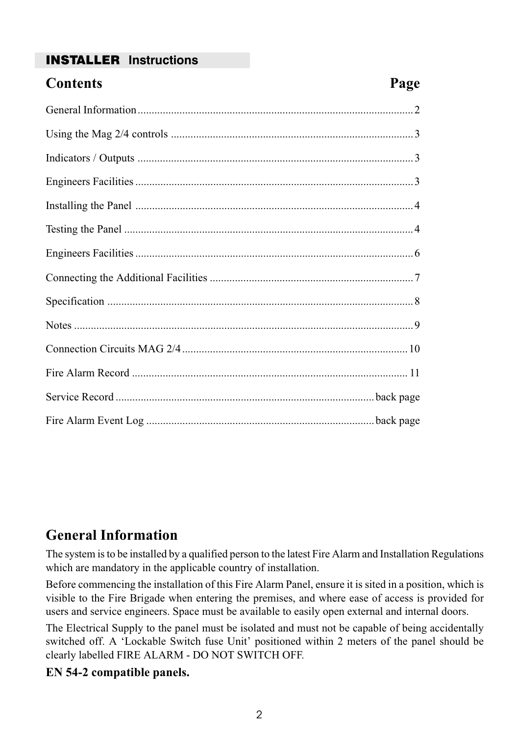**INSTALLER** Instructions

## Contents

| Contents | Page |
|---|---|
| General Information | 2 |
| Using the Mag 2/4 controls | 3 |
| Indicators / Outputs | 3 |
| Engineers Facilities | 3 |
| Installing the Panel | 4 |
| Testing the Panel | 4 |
| Engineers Facilities | 6 |
| Connecting the Additional Facilities | 7 |
| Specification | 8 |
| Notes | 9 |
| Connection Circuits MAG 2/4 | 10 |
| Fire Alarm Record | 11 |
| Service Record | back page |
| Fire Alarm Event Log | back page |

## General Information

The system is to be installed by a qualified person to the latest Fire Alarm and Installation Regulations which are mandatory in the applicable country of installation.

Before commencing the installation of this Fire Alarm Panel, ensure it is sited in a position, which is visible to the Fire Brigade when entering the premises, and where ease of access is provided for users and service engineers. Space must be available to easily open external and internal doors.

The Electrical Supply to the panel must be isolated and must not be capable of being accidentally switched off. A 'Lockable Switch fuse Unit' positioned within 2 meters of the panel should be clearly labelled FIRE ALARM - DO NOT SWITCH OFF.

**EN 54-2 compatible panels.**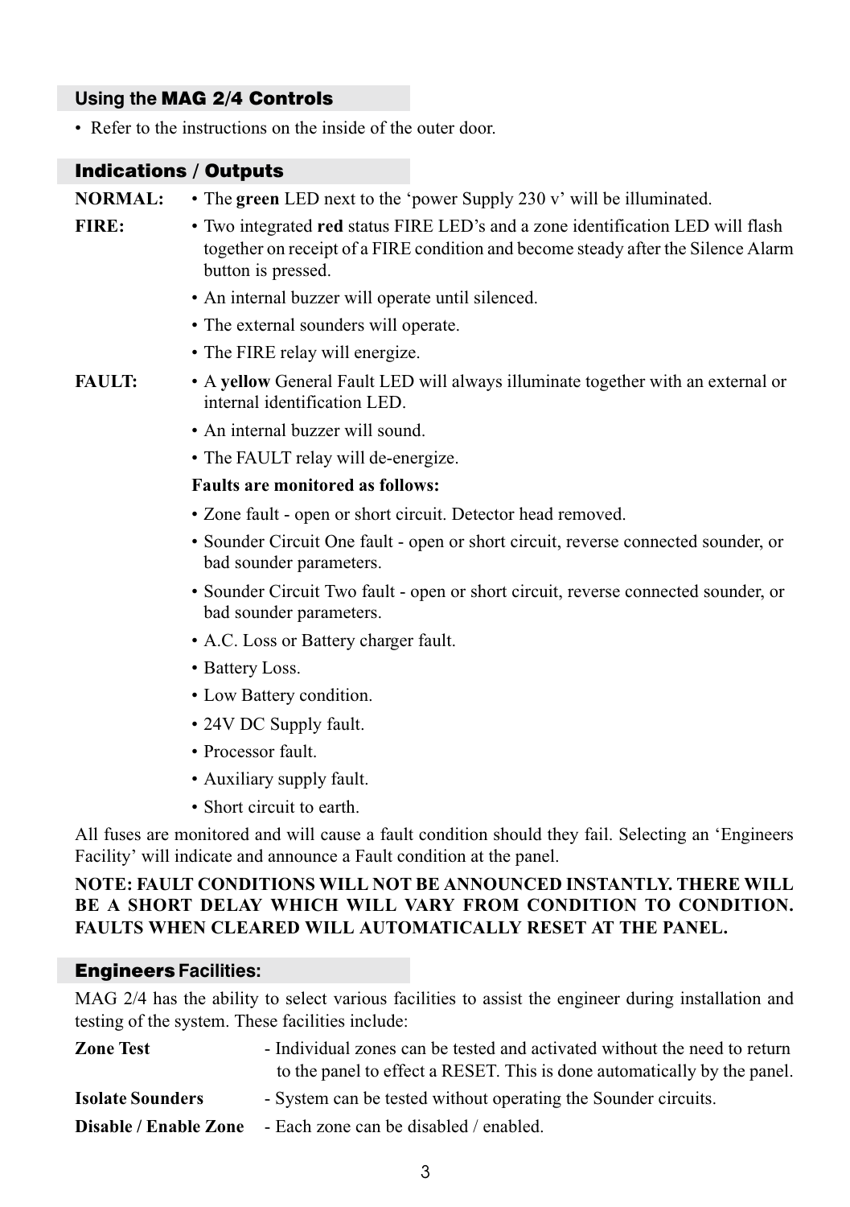## Using the MAG 2/4 Controls

- Refer to the instructions on the inside of the outer door.

## Indications / Outputs

**NORMAL:**
- The **green** LED next to the 'power Supply 230 v' will be illuminated.

**FIRE:**
- Two integrated **red** status FIRE LED's and a zone identification LED will flash together on receipt of a FIRE condition and become steady after the Silence Alarm button is pressed.
- An internal buzzer will operate until silenced.
- The external sounders will operate.
- The FIRE relay will energize.

**FAULT:**
- A **yellow** General Fault LED will always illuminate together with an external or internal identification LED.
- An internal buzzer will sound.
- The FAULT relay will de-energize.

**Faults are monitored as follows:**

- Zone fault - open or short circuit. Detector head removed.
- Sounder Circuit One fault - open or short circuit, reverse connected sounder, or bad sounder parameters.
- Sounder Circuit Two fault - open or short circuit, reverse connected sounder, or bad sounder parameters.
- A.C. Loss or Battery charger fault.
- Battery Loss.
- Low Battery condition.
- 24V DC Supply fault.
- Processor fault.
- Auxiliary supply fault.
- Short circuit to earth.

All fuses are monitored and will cause a fault condition should they fail. Selecting an 'Engineers Facility' will indicate and announce a Fault condition at the panel.

**NOTE: FAULT CONDITIONS WILL NOT BE ANNOUNCED INSTANTLY. THERE WILL BE A SHORT DELAY WHICH WILL VARY FROM CONDITION TO CONDITION. FAULTS WHEN CLEARED WILL AUTOMATICALLY RESET AT THE PANEL.**

## Engineers Facilities:

MAG 2/4 has the ability to select various facilities to assist the engineer during installation and testing of the system. These facilities include:

**Zone Test** - Individual zones can be tested and activated without the need to return to the panel to effect a RESET. This is done automatically by the panel.

**Isolate Sounders** - System can be tested without operating the Sounder circuits.

**Disable / Enable Zone** - Each zone can be disabled / enabled.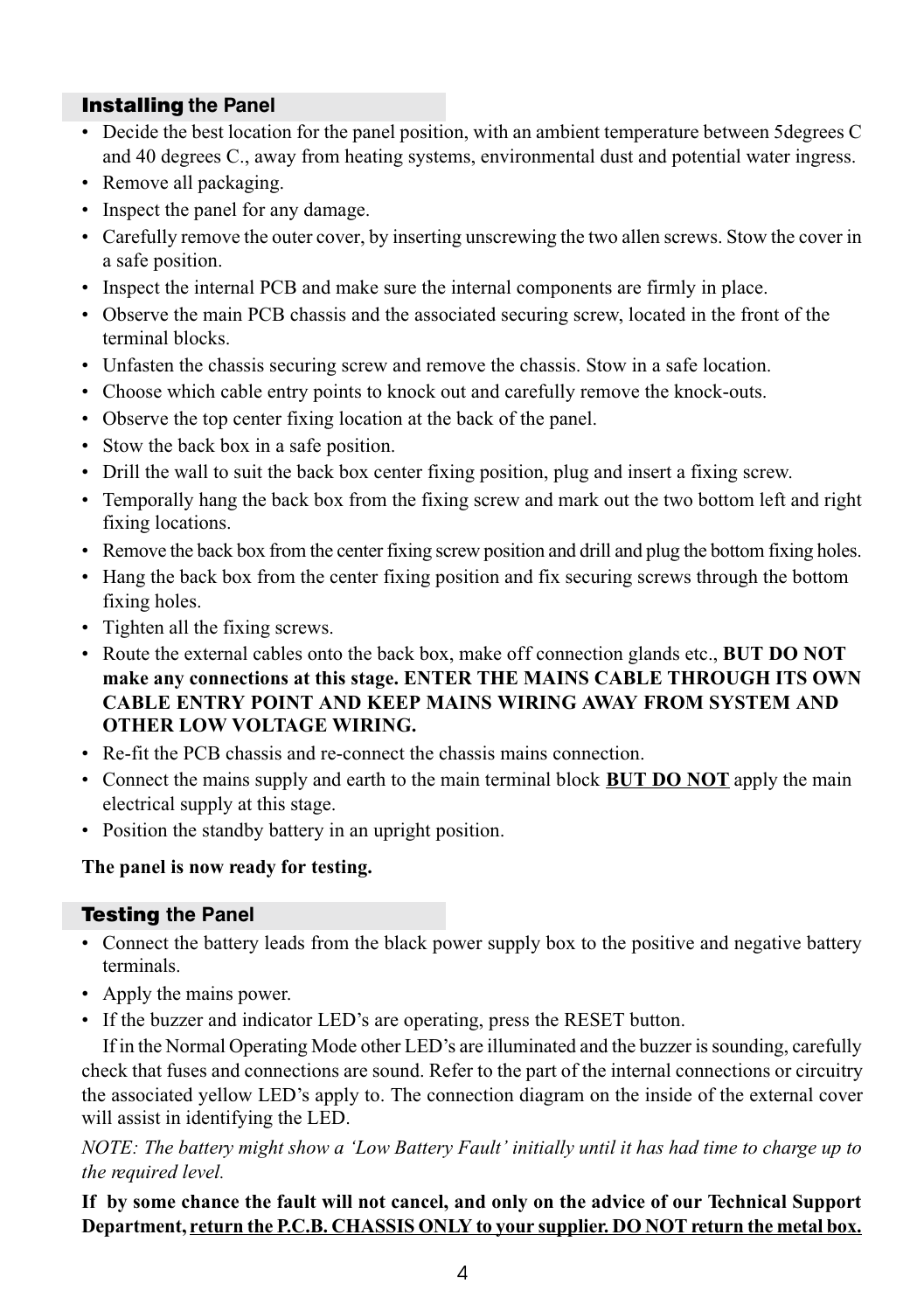## **Installing** the Panel

- Decide the best location for the panel position, with an ambient temperature between 5degrees C and 40 degrees C., away from heating systems, environmental dust and potential water ingress.
- Remove all packaging.
- Inspect the panel for any damage.
- Carefully remove the outer cover, by inserting unscrewing the two allen screws. Stow the cover in a safe position.
- Inspect the internal PCB and make sure the internal components are firmly in place.
- Observe the main PCB chassis and the associated securing screw, located in the front of the terminal blocks.
- Unfasten the chassis securing screw and remove the chassis. Stow in a safe location.
- Choose which cable entry points to knock out and carefully remove the knock-outs.
- Observe the top center fixing location at the back of the panel.
- Stow the back box in a safe position.
- Drill the wall to suit the back box center fixing position, plug and insert a fixing screw.
- Temporally hang the back box from the fixing screw and mark out the two bottom left and right fixing locations.
- Remove the back box from the center fixing screw position and drill and plug the bottom fixing holes.
- Hang the back box from the center fixing position and fix securing screws through the bottom fixing holes.
- Tighten all the fixing screws.
- Route the external cables onto the back box, make off connection glands etc., **BUT DO NOT make any connections at this stage. ENTER THE MAINS CABLE THROUGH ITS OWN CABLE ENTRY POINT AND KEEP MAINS WIRING AWAY FROM SYSTEM AND OTHER LOW VOLTAGE WIRING.**
- Re-fit the PCB chassis and re-connect the chassis mains connection.
- Connect the mains supply and earth to the main terminal block **BUT DO NOT** apply the main electrical supply at this stage.
- Position the standby battery in an upright position.

**The panel is now ready for testing.**

## **Testing** the Panel

- Connect the battery leads from the black power supply box to the positive and negative battery terminals.
- Apply the mains power.
- If the buzzer and indicator LED's are operating, press the RESET button.

If in the Normal Operating Mode other LED's are illuminated and the buzzer is sounding, carefully check that fuses and connections are sound. Refer to the part of the internal connections or circuitry the associated yellow LED's apply to. The connection diagram on the inside of the external cover will assist in identifying the LED.

*NOTE: The battery might show a 'Low Battery Fault' initially until it has had time to charge up to the required level.*

**If by some chance the fault will not cancel, and only on the advice of our Technical Support Department, return the P.C.B. CHASSIS ONLY to your supplier. DO NOT return the metal box.**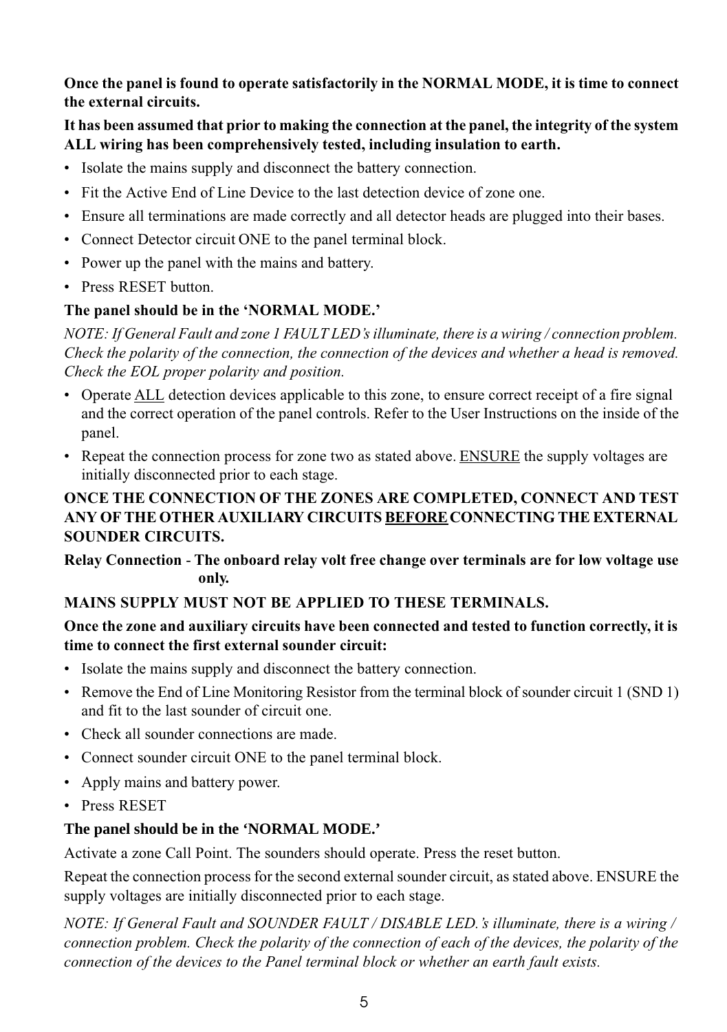**Once the panel is found to operate satisfactorily in the NORMAL MODE, it is time to connect the external circuits.**

**It has been assumed that prior to making the connection at the panel, the integrity of the system ALL wiring has been comprehensively tested, including insulation to earth.**

- Isolate the mains supply and disconnect the battery connection.
- Fit the Active End of Line Device to the last detection device of zone one.
- Ensure all terminations are made correctly and all detector heads are plugged into their bases.
- Connect Detector circuit ONE to the panel terminal block.
- Power up the panel with the mains and battery.
- Press RESET button.

**The panel should be in the 'NORMAL MODE.'**

*NOTE: If General Fault and zone 1 FAULT LED's illuminate, there is a wiring / connection problem. Check the polarity of the connection, the connection of the devices and whether a head is removed. Check the EOL proper polarity and position.*

- Operate <u>ALL</u> detection devices applicable to this zone, to ensure correct receipt of a fire signal and the correct operation of the panel controls. Refer to the User Instructions on the inside of the panel.
- Repeat the connection process for zone two as stated above. <u>ENSURE</u> the supply voltages are initially disconnected prior to each stage.

**ONCE THE CONNECTION OF THE ZONES ARE COMPLETED, CONNECT AND TEST ANY OF THE OTHER AUXILIARY CIRCUITS <u>BEFORE</u> CONNECTING THE EXTERNAL SOUNDER CIRCUITS.**

**Relay Connection - The onboard relay volt free change over terminals are for low voltage use only.**

**MAINS SUPPLY MUST NOT BE APPLIED TO THESE TERMINALS.**

**Once the zone and auxiliary circuits have been connected and tested to function correctly, it is time to connect the first external sounder circuit:**

- Isolate the mains supply and disconnect the battery connection.
- Remove the End of Line Monitoring Resistor from the terminal block of sounder circuit 1 (SND 1) and fit to the last sounder of circuit one.
- Check all sounder connections are made.
- Connect sounder circuit ONE to the panel terminal block.
- Apply mains and battery power.
- Press RESET

**The panel should be in the 'NORMAL MODE.'**

Activate a zone Call Point. The sounders should operate. Press the reset button.

Repeat the connection process for the second external sounder circuit, as stated above. ENSURE the supply voltages are initially disconnected prior to each stage.

*NOTE: If General Fault and SOUNDER FAULT / DISABLE LED.'s illuminate, there is a wiring / connection problem. Check the polarity of the connection of each of the devices, the polarity of the connection of the devices to the Panel terminal block or whether an earth fault exists.*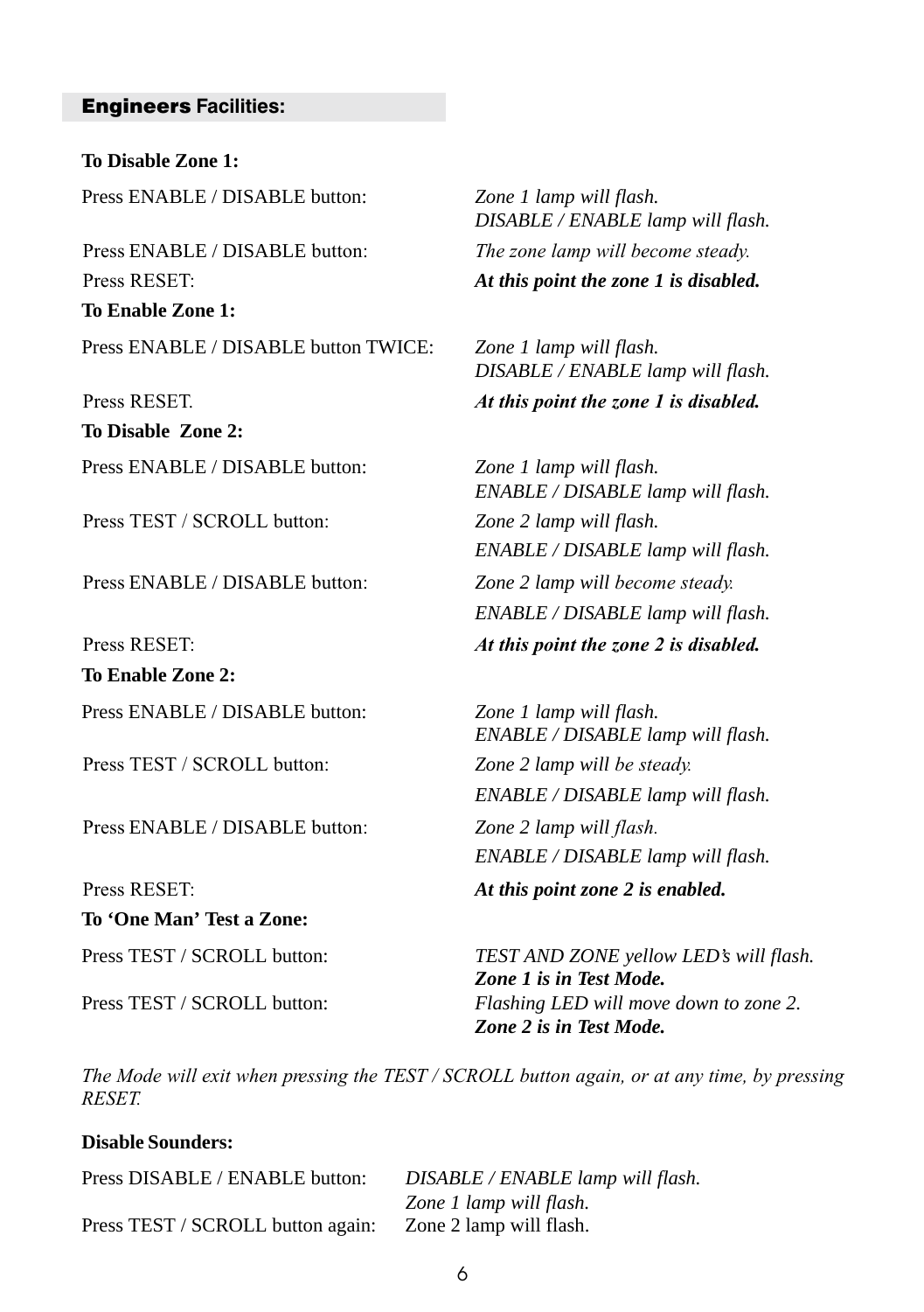## **Engineers** Facilities:

**To Disable Zone 1:**

| | |
|---|---|
| Press ENABLE / DISABLE button: | *Zone 1 lamp will flash.* *DISABLE / ENABLE lamp will flash.* |
| Press ENABLE / DISABLE button: | *The zone lamp will become steady.* |
| Press RESET: | ***At this point the zone 1 is disabled.*** |

**To Enable Zone 1:**

| | |
|---|---|
| Press ENABLE / DISABLE button TWICE: | *Zone 1 lamp will flash.* *DISABLE / ENABLE lamp will flash.* |
| Press RESET. | ***At this point the zone 1 is disabled.*** |

**To Disable Zone 2:**

| | |
|---|---|
| Press ENABLE / DISABLE button: | *Zone 1 lamp will flash.* *ENABLE / DISABLE lamp will flash.* |
| Press TEST / SCROLL button: | *Zone 2 lamp will flash.* *ENABLE / DISABLE lamp will flash.* |
| Press ENABLE / DISABLE button: | *Zone 2 lamp will become steady.* *ENABLE / DISABLE lamp will flash.* |
| Press RESET: | ***At this point the zone 2 is disabled.*** |

**To Enable Zone 2:**

| | |
|---|---|
| Press ENABLE / DISABLE button: | *Zone 1 lamp will flash.* *ENABLE / DISABLE lamp will flash.* |
| Press TEST / SCROLL button: | *Zone 2 lamp will be steady.* *ENABLE / DISABLE lamp will flash.* |
| Press ENABLE / DISABLE button: | *Zone 2 lamp will flash.* *ENABLE / DISABLE lamp will flash.* |
| Press RESET: | ***At this point zone 2 is enabled.*** |

**To 'One Man' Test a Zone:**

| | |
|---|---|
| Press TEST / SCROLL button: | *TEST AND ZONE yellow LED's will flash.* ***Zone 1 is in Test Mode.*** |
| Press TEST / SCROLL button: | *Flashing LED will move down to zone 2.* ***Zone 2 is in Test Mode.*** |

*The Mode will exit when pressing the TEST / SCROLL button again, or at any time, by pressing RESET.*

**Disable Sounders:**

| | |
|---|---|
| Press DISABLE / ENABLE button: | *DISABLE / ENABLE lamp will flash.* *Zone 1 lamp will flash.* |
| Press TEST / SCROLL button again: | Zone 2 lamp will flash. |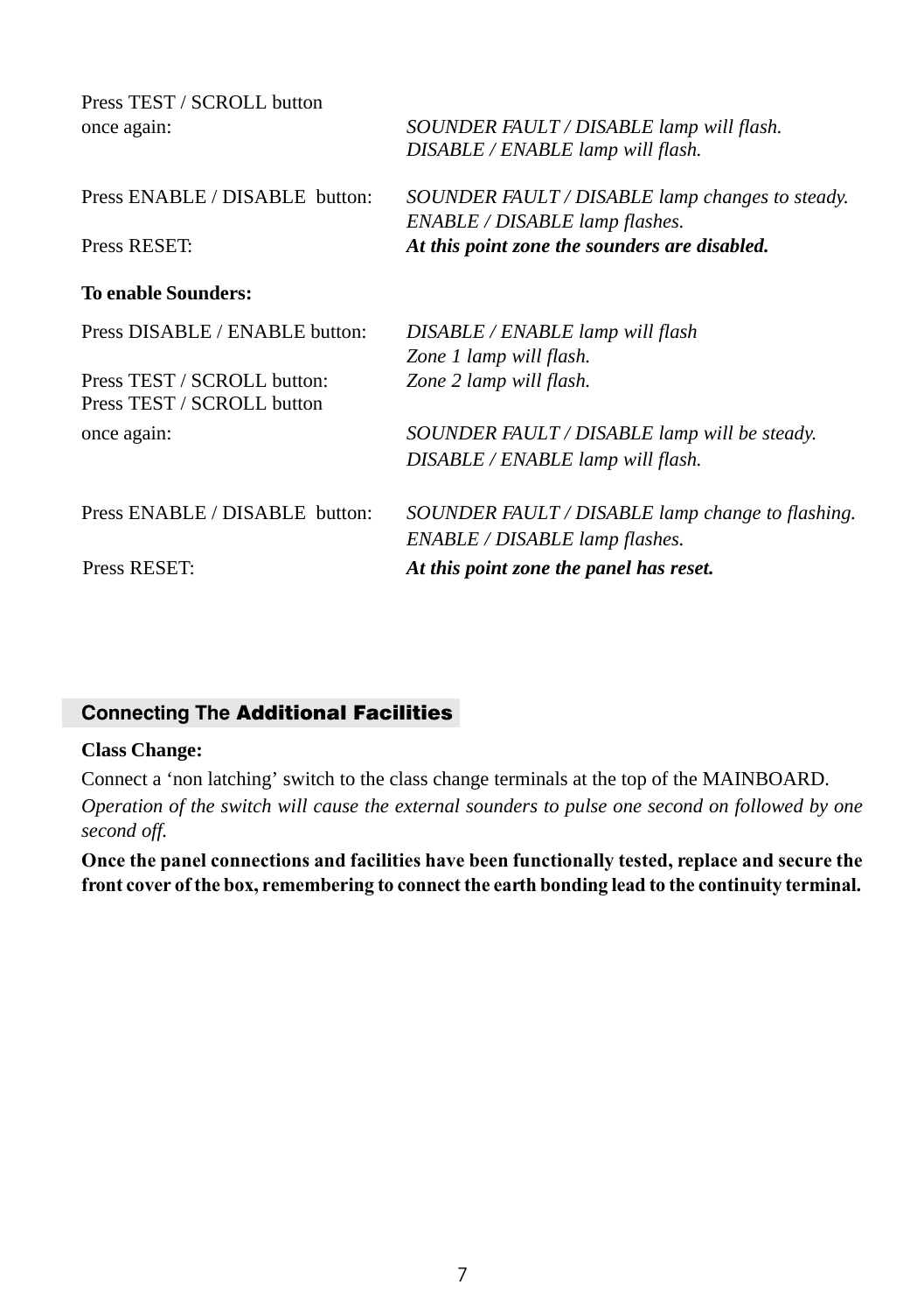| | |
|---|---|
| Press TEST / SCROLL button once again: | *SOUNDER FAULT / DISABLE lamp will flash.* *DISABLE / ENABLE lamp will flash.* |
| Press ENABLE / DISABLE button: | *SOUNDER FAULT / DISABLE lamp changes to steady.* *ENABLE / DISABLE lamp flashes.* |
| Press RESET: | ***At this point zone the sounders are disabled.*** |

**To enable Sounders:**

| | |
|---|---|
| Press DISABLE / ENABLE button: | *DISABLE / ENABLE lamp will flash* *Zone 1 lamp will flash.* |
| Press TEST / SCROLL button: | *Zone 2 lamp will flash.* |
| Press TEST / SCROLL button once again: | *SOUNDER FAULT / DISABLE lamp will be steady.* *DISABLE / ENABLE lamp will flash.* |
| Press ENABLE / DISABLE button: | *SOUNDER FAULT / DISABLE lamp change to flashing.* *ENABLE / DISABLE lamp flashes.* |
| Press RESET: | ***At this point zone the panel has reset.*** |

## Connecting The Additional Facilities

**Class Change:**

Connect a 'non latching' switch to the class change terminals at the top of the MAINBOARD.

*Operation of the switch will cause the external sounders to pulse one second on followed by one second off.*

**Once the panel connections and facilities have been functionally tested, replace and secure the front cover of the box, remembering to connect the earth bonding lead to the continuity terminal.**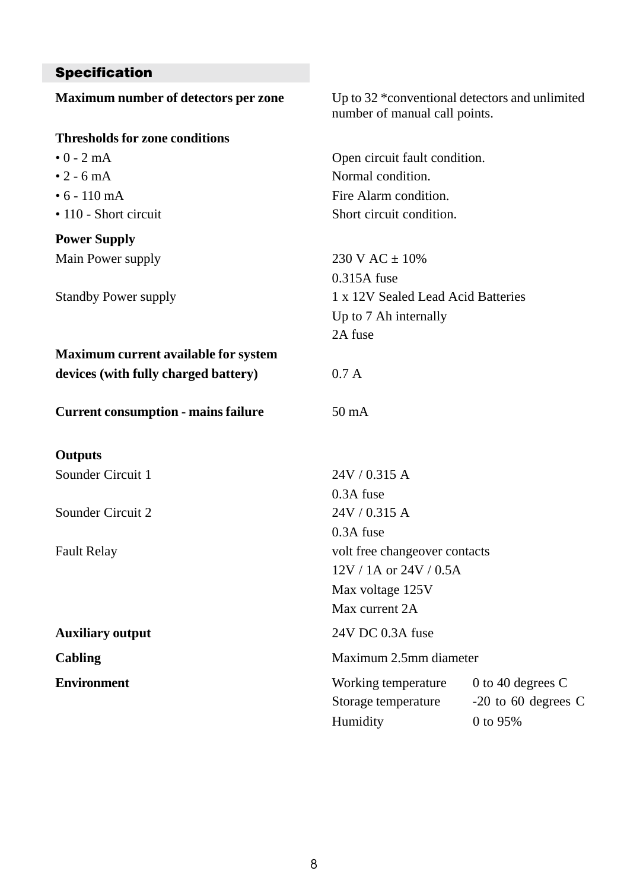## Specification

| | |
|---|---|
| **Maximum number of detectors per zone** | Up to 32 *conventional detectors and unlimited number of manual call points. |
| **Thresholds for zone conditions** | |
| • 0 - 2 mA | Open circuit fault condition. |
| • 2 - 6 mA | Normal condition. |
| • 6 - 110 mA | Fire Alarm condition. |
| • 110 - Short circuit | Short circuit condition. |
| **Power Supply** | |
| Main Power supply | 230 V AC ± 10%<br>0.315A fuse |
| Standby Power supply | 1 x 12V Sealed Lead Acid Batteries<br>Up to 7 Ah internally<br>2A fuse |
| **Maximum current available for system devices (with fully charged battery)** | 0.7 A |
| **Current consumption - mains failure** | 50 mA |
| **Outputs** | |
| Sounder Circuit 1 | 24V / 0.315 A<br>0.3A fuse |
| Sounder Circuit 2 | 24V / 0.315 A<br>0.3A fuse |
| Fault Relay | volt free changeover contacts<br>12V / 1A or 24V / 0.5A<br>Max voltage 125V<br>Max current 2A |
| **Auxiliary output** | 24V DC 0.3A fuse |
| **Cabling** | Maximum 2.5mm diameter |
| **Environment** | Working temperature 0 to 40 degrees C<br>Storage temperature -20 to 60 degrees C<br>Humidity 0 to 95% |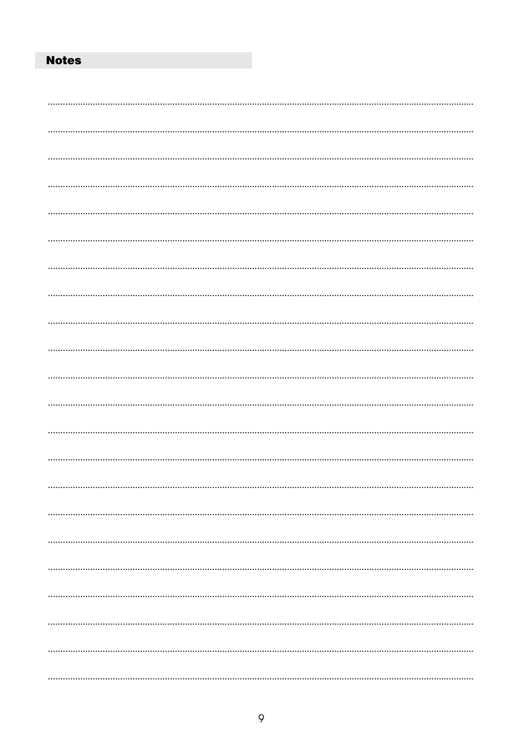## Notes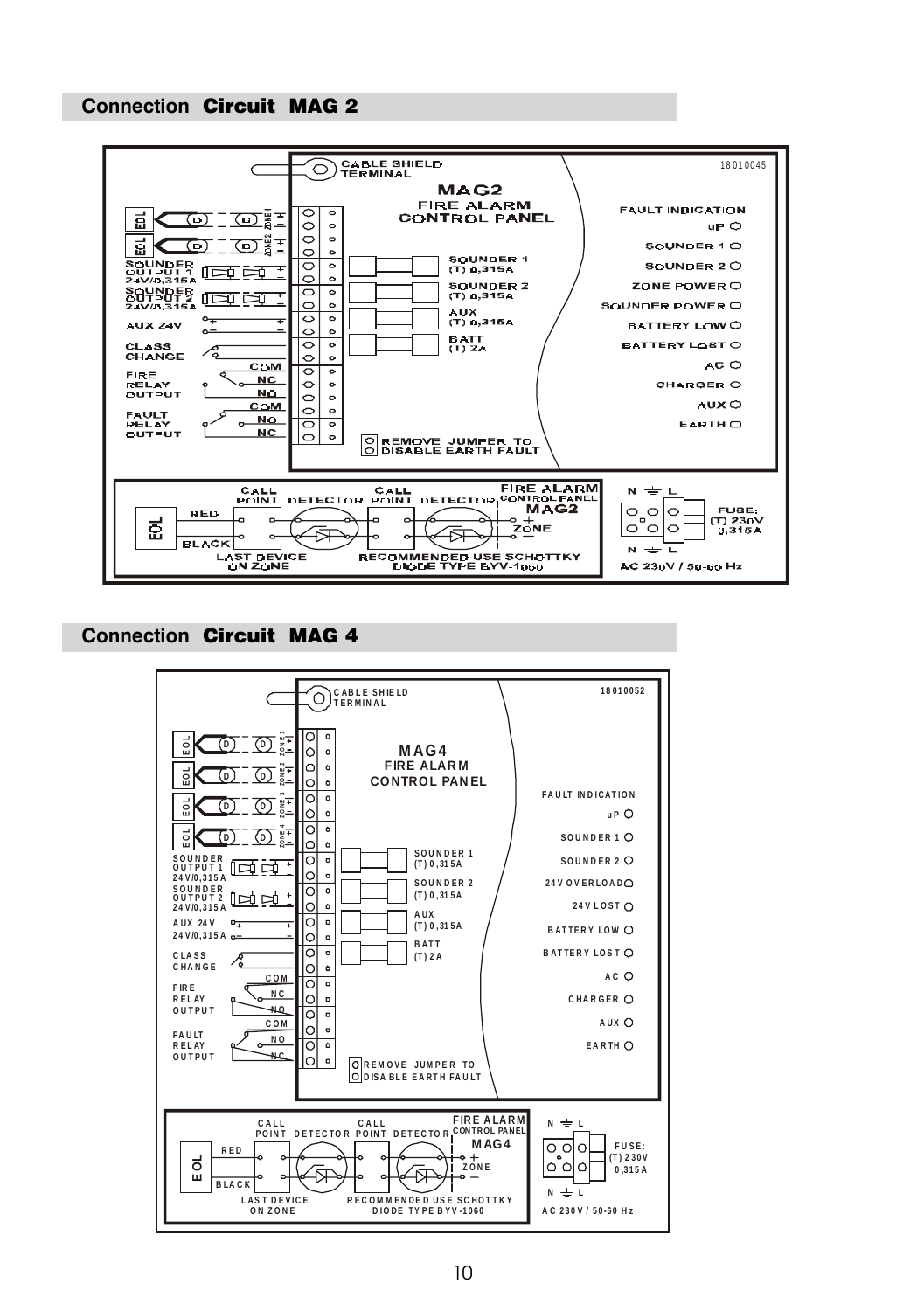## Connection Circuit MAG 2

CABLE SHIELD TERMINAL

18010045

MAG2
FIRE ALARM
CONTROL PANEL

EOL ZONE 1
EOL ZONE 2

SOUNDER OUTPUT 1 24V/0,315A
SOUNDER OUTPUT 2 24V/0,315A
AUX 24V
CLASS CHANGE
FIRE RELAY OUTPUT COM NC NO
FAULT RELAY OUTPUT COM NO NC

SOUNDER 1 (T) 0,315A
SOUNDER 2 (T) 0,315A
AUX (T) 0,315A
BATT (T) 2A

REMOVE JUMPER TO DISABLE EARTH FAULT

FAULT INDICATION
uP
SOUNDER 1
SOUNDER 2
ZONE POWER
SOUNDER POWER
BATTERY LOW
BATTERY LOST
AC
CHARGER
AUX
EARTH

EOL RED BLACK
LAST DEVICE ON ZONE
CALL POINT DETECTOR CALL POINT DETECTOR
FIRE ALARM CONTROL PANEL MAG2 + ZONE –
RECOMMENDED USE SCHOTTKY DIODE TYPE BYV-1060

N ⏚ L
FUSE: (T) 230V 0,315A
AC 230V / 50-60 Hz

## Connection Circuit MAG 4

CABLE SHIELD TERMINAL

18010052

MAG4
FIRE ALARM
CONTROL PANEL

EOL ZONE 1
EOL ZONE 2
EOL ZONE 3
EOL ZONE 4

SOUNDER OUTPUT 1 24V/0,315A
SOUNDER OUTPUT 2 24V/0,315A
AUX 24V 24V/0,315A
CLASS CHANGE
FIRE RELAY OUTPUT COM NC NO
FAULT RELAY OUTPUT COM NO NC

SOUNDER 1 (T) 0,315A
SOUNDER 2 (T) 0,315A
AUX (T) 0,315A
BATT (T) 2A

REMOVE JUMPER TO DISABLE EARTH FAULT

FAULT INDICATION
uP
SOUNDER 1
SOUNDER 2
24V OVERLOAD
24V LOST
BATTERY LOW
BATTERY LOST
AC
CHARGER
AUX
EARTH

EOL RED BLACK
LAST DEVICE ON ZONE
CALL POINT DETECTOR CALL POINT DETECTOR
FIRE ALARM CONTROL PANEL MAG4 + ZONE –
RECOMMENDED USE SCHOTTKY DIODE TYPE BYV-1060

N ⏚ L
FUSE: (T) 230V 0,315A
AC 230V / 50-60 Hz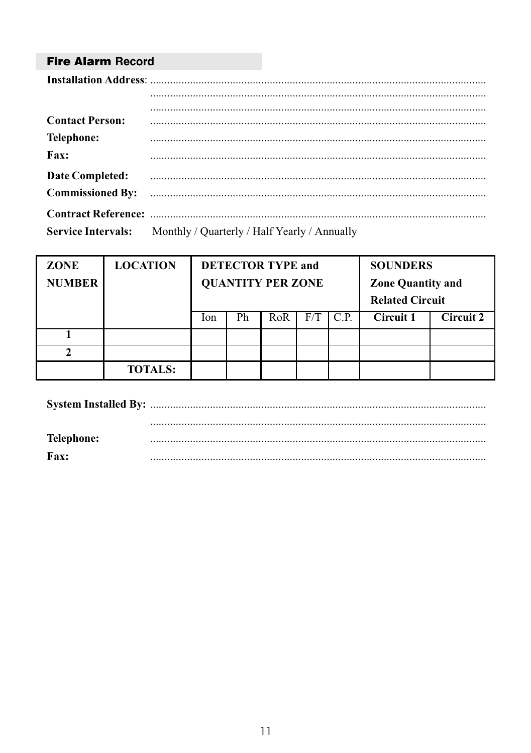## Fire Alarm Record

**Installation Address**: ......................................................................................................................
......................................................................................................................
......................................................................................................................

**Contact Person:** ......................................................................................................................

**Telephone:** ......................................................................................................................

**Fax:** ......................................................................................................................

**Date Completed:** ......................................................................................................................

**Commissioned By:** ......................................................................................................................

**Contract Reference:** ......................................................................................................................

**Service Intervals:** Monthly / Quarterly / Half Yearly / Annually

| ZONE NUMBER | LOCATION | DETECTOR TYPE and QUANTITY PER ZONE | | | | | SOUNDERS Zone Quantity and Related Circuit | |
|---|---|---|---|---|---|---|---|---|
| | | Ion | Ph | RoR | F/T | C.P. | Circuit 1 | Circuit 2 |
| 1 | | | | | | | | |
| 2 | | | | | | | | |
| | TOTALS: | | | | | | | |

**System Installed By:** ......................................................................................................................
......................................................................................................................

**Telephone:** ......................................................................................................................

**Fax:** ......................................................................................................................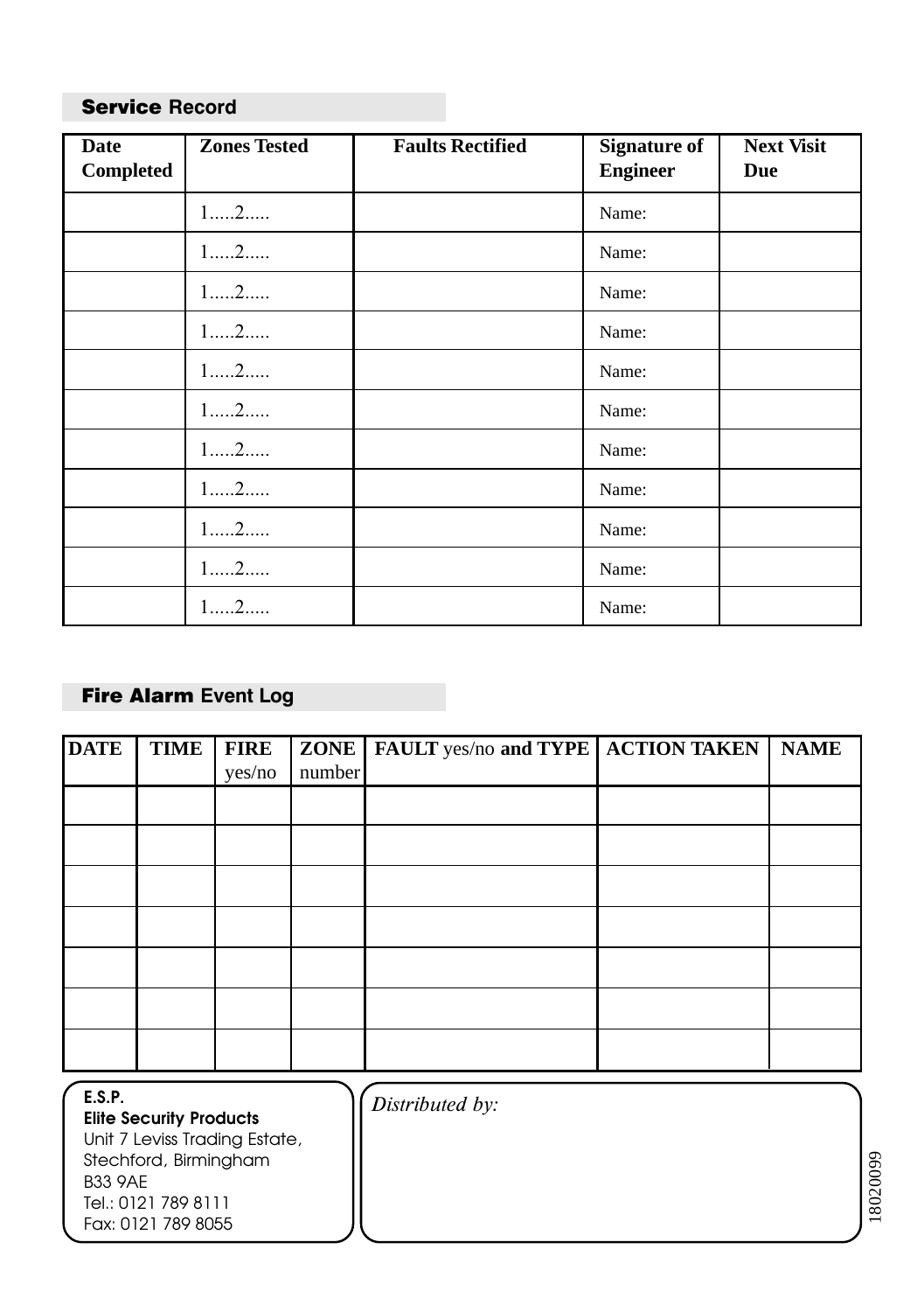## **Service** Record

| Date Completed | Zones Tested | Faults Rectified | Signature of Engineer | Next Visit Due |
|---|---|---|---|---|
| | 1.....2..... | | Name: | |
| | 1.....2..... | | Name: | |
| | 1.....2..... | | Name: | |
| | 1.....2..... | | Name: | |
| | 1.....2..... | | Name: | |
| | 1.....2..... | | Name: | |
| | 1.....2..... | | Name: | |
| | 1.....2..... | | Name: | |
| | 1.....2..... | | Name: | |
| | 1.....2..... | | Name: | |
| | 1.....2..... | | Name: | |

## **Fire Alarm** Event Log

| DATE | TIME | FIRE yes/no | ZONE number | FAULT yes/no and TYPE | ACTION TAKEN | NAME |
|---|---|---|---|---|---|---|
| | | | | | | |
| | | | | | | |
| | | | | | | |
| | | | | | | |
| | | | | | | |
| | | | | | | |
| | | | | | | |

**E.S.P.**
**Elite Security Products**
Unit 7 Leviss Trading Estate,
Stechford, Birmingham
B33 9AE
Tel.: 0121 789 8111
Fax: 0121 789 8055

*Distributed by:*

18020099